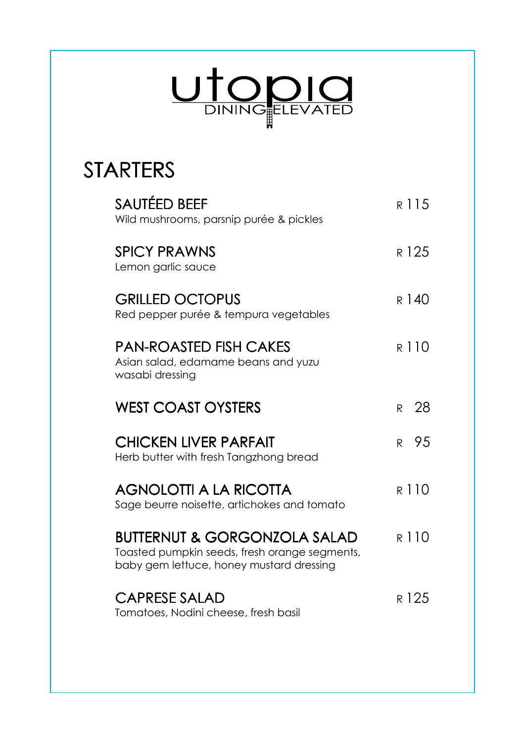# utopia

DINING ELEVATED

## STARTERS

**SAUTÉED BEEF** — R 115
Wild mushrooms, parsnip purée & pickles

**SPICY PRAWNS** — R 125
Lemon garlic sauce

**GRILLED OCTOPUS** — R 140
Red pepper purée & tempura vegetables

**PAN-ROASTED FISH CAKES** — R 110
Asian salad, edamame beans and yuzu wasabi dressing

**WEST COAST OYSTERS** — R 28

**CHICKEN LIVER PARFAIT** — R 95
Herb butter with fresh Tangzhong bread

**AGNOLOTTI A LA RICOTTA** — R 110
Sage beurre noisette, artichokes and tomato

**BUTTERNUT & GORGONZOLA SALAD** — R 110
Toasted pumpkin seeds, fresh orange segments, baby gem lettuce, honey mustard dressing

**CAPRESE SALAD** — R 125
Tomatoes, Nodini cheese, fresh basil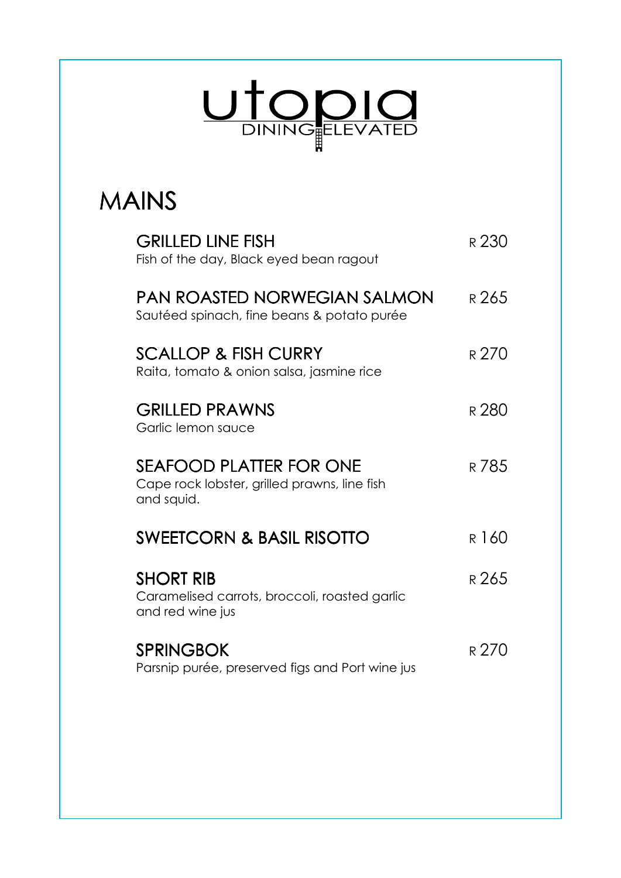# utopia

DINING ELEVATED

## MAINS

**GRILLED LINE FISH** — R 230
Fish of the day, Black eyed bean ragout

**PAN ROASTED NORWEGIAN SALMON** — R 265
Sautéed spinach, fine beans & potato purée

**SCALLOP & FISH CURRY** — R 270
Raita, tomato & onion salsa, jasmine rice

**GRILLED PRAWNS** — R 280
Garlic lemon sauce

**SEAFOOD PLATTER FOR ONE** — R 785
Cape rock lobster, grilled prawns, line fish and squid.

**SWEETCORN & BASIL RISOTTO** — R 160

**SHORT RIB** — R 265
Caramelised carrots, broccoli, roasted garlic and red wine jus

**SPRINGBOK** — R 270
Parsnip purée, preserved figs and Port wine jus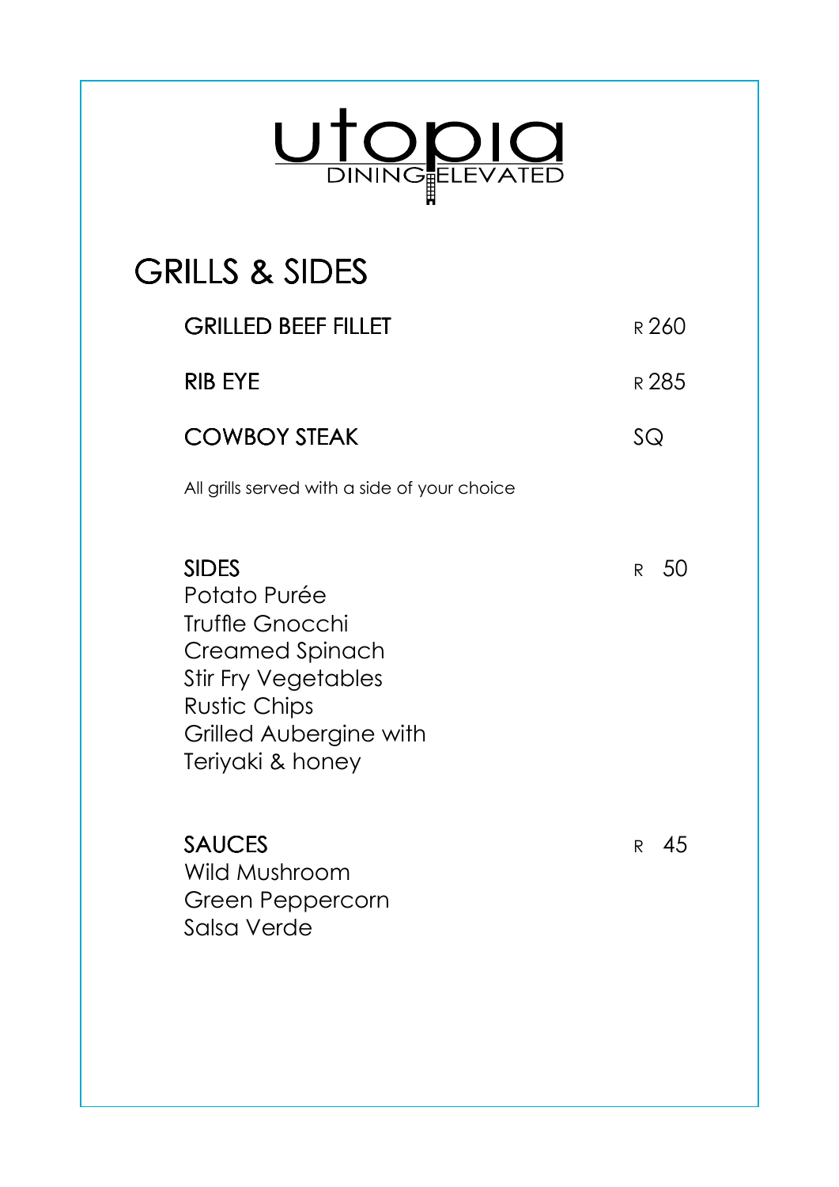# utopia

DINING ELEVATED

## GRILLS & SIDES

| | |
|---|---|
| GRILLED BEEF FILLET | R 260 |
| RIB EYE | R 285 |
| COWBOY STEAK | SQ |

All grills served with a side of your choice

**SIDES** R 50

Potato Purée
Truffle Gnocchi
Creamed Spinach
Stir Fry Vegetables
Rustic Chips
Grilled Aubergine with
Teriyaki & honey

**SAUCES** R 45

Wild Mushroom
Green Peppercorn
Salsa Verde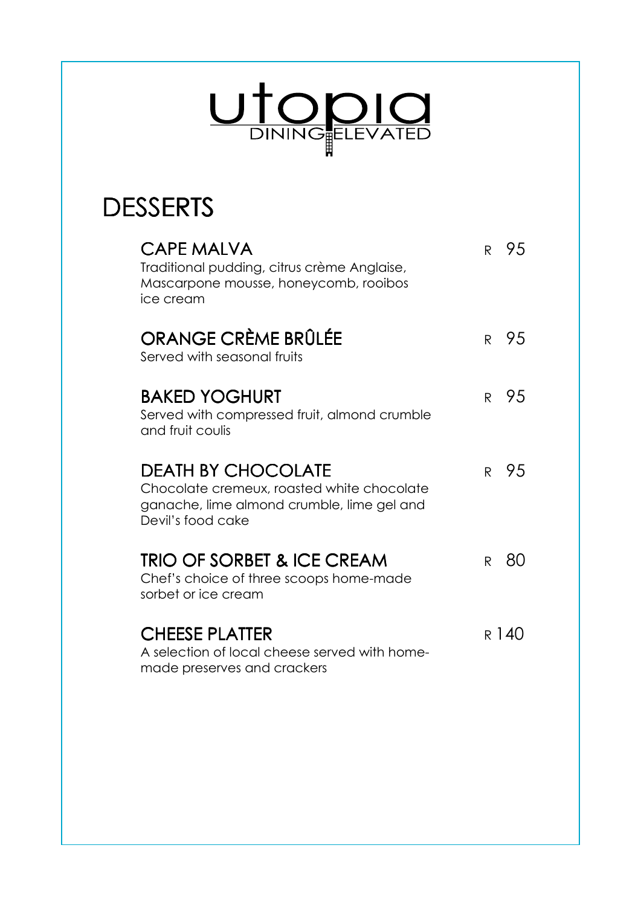utopia
DINING ELEVATED

# DESSERTS

### CAPE MALVA
R 95

Traditional pudding, citrus crème Anglaise, Mascarpone mousse, honeycomb, rooibos ice cream

### ORANGE CRÈME BRÛLÉE
R 95

Served with seasonal fruits

### BAKED YOGHURT
R 95

Served with compressed fruit, almond crumble and fruit coulis

### DEATH BY CHOCOLATE
R 95

Chocolate cremeux, roasted white chocolate ganache, lime almond crumble, lime gel and Devil's food cake

### TRIO OF SORBET & ICE CREAM
R 80

Chef's choice of three scoops home-made sorbet or ice cream

### CHEESE PLATTER
R 140

A selection of local cheese served with home-made preserves and crackers